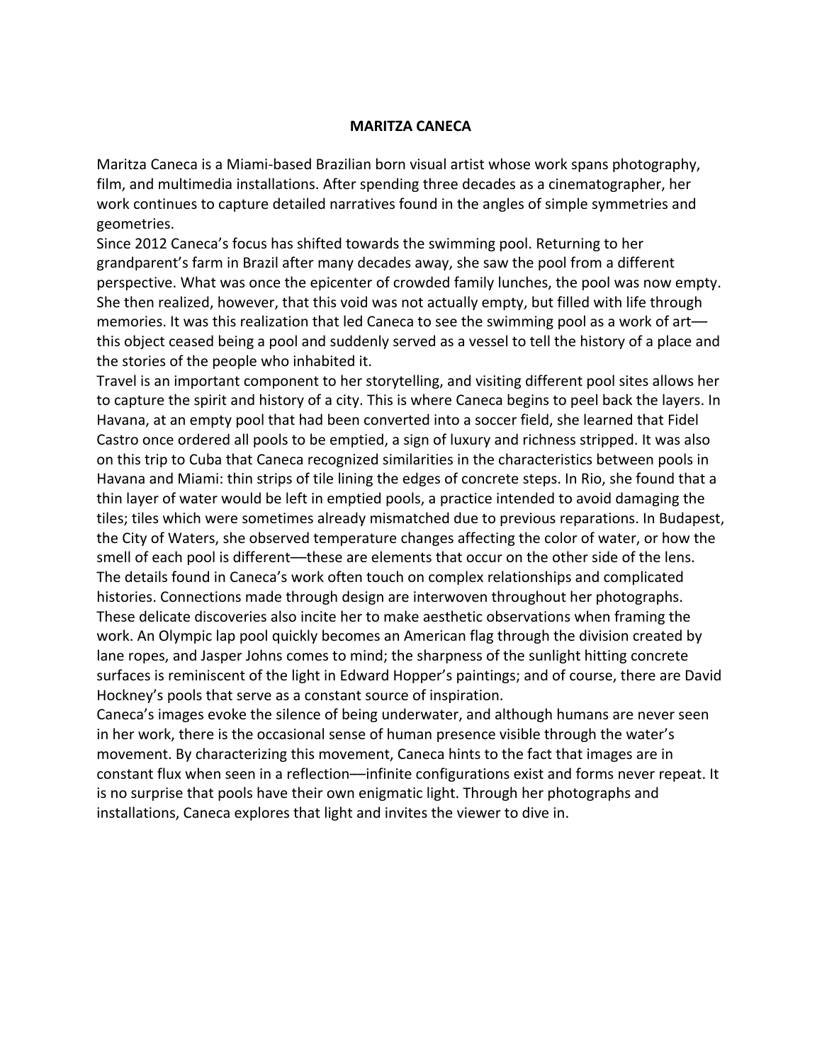# MARITZA CANECA

Maritza Caneca is a Miami-based Brazilian born visual artist whose work spans photography, film, and multimedia installations. After spending three decades as a cinematographer, her work continues to capture detailed narratives found in the angles of simple symmetries and geometries.

Since 2012 Caneca's focus has shifted towards the swimming pool. Returning to her grandparent's farm in Brazil after many decades away, she saw the pool from a different perspective. What was once the epicenter of crowded family lunches, the pool was now empty. She then realized, however, that this void was not actually empty, but filled with life through memories. It was this realization that led Caneca to see the swimming pool as a work of art—this object ceased being a pool and suddenly served as a vessel to tell the history of a place and the stories of the people who inhabited it.

Travel is an important component to her storytelling, and visiting different pool sites allows her to capture the spirit and history of a city. This is where Caneca begins to peel back the layers. In Havana, at an empty pool that had been converted into a soccer field, she learned that Fidel Castro once ordered all pools to be emptied, a sign of luxury and richness stripped. It was also on this trip to Cuba that Caneca recognized similarities in the characteristics between pools in Havana and Miami: thin strips of tile lining the edges of concrete steps. In Rio, she found that a thin layer of water would be left in emptied pools, a practice intended to avoid damaging the tiles; tiles which were sometimes already mismatched due to previous reparations. In Budapest, the City of Waters, she observed temperature changes affecting the color of water, or how the smell of each pool is different—these are elements that occur on the other side of the lens.

The details found in Caneca's work often touch on complex relationships and complicated histories. Connections made through design are interwoven throughout her photographs. These delicate discoveries also incite her to make aesthetic observations when framing the work. An Olympic lap pool quickly becomes an American flag through the division created by lane ropes, and Jasper Johns comes to mind; the sharpness of the sunlight hitting concrete surfaces is reminiscent of the light in Edward Hopper's paintings; and of course, there are David Hockney's pools that serve as a constant source of inspiration.

Caneca's images evoke the silence of being underwater, and although humans are never seen in her work, there is the occasional sense of human presence visible through the water's movement. By characterizing this movement, Caneca hints to the fact that images are in constant flux when seen in a reflection—infinite configurations exist and forms never repeat. It is no surprise that pools have their own enigmatic light. Through her photographs and installations, Caneca explores that light and invites the viewer to dive in.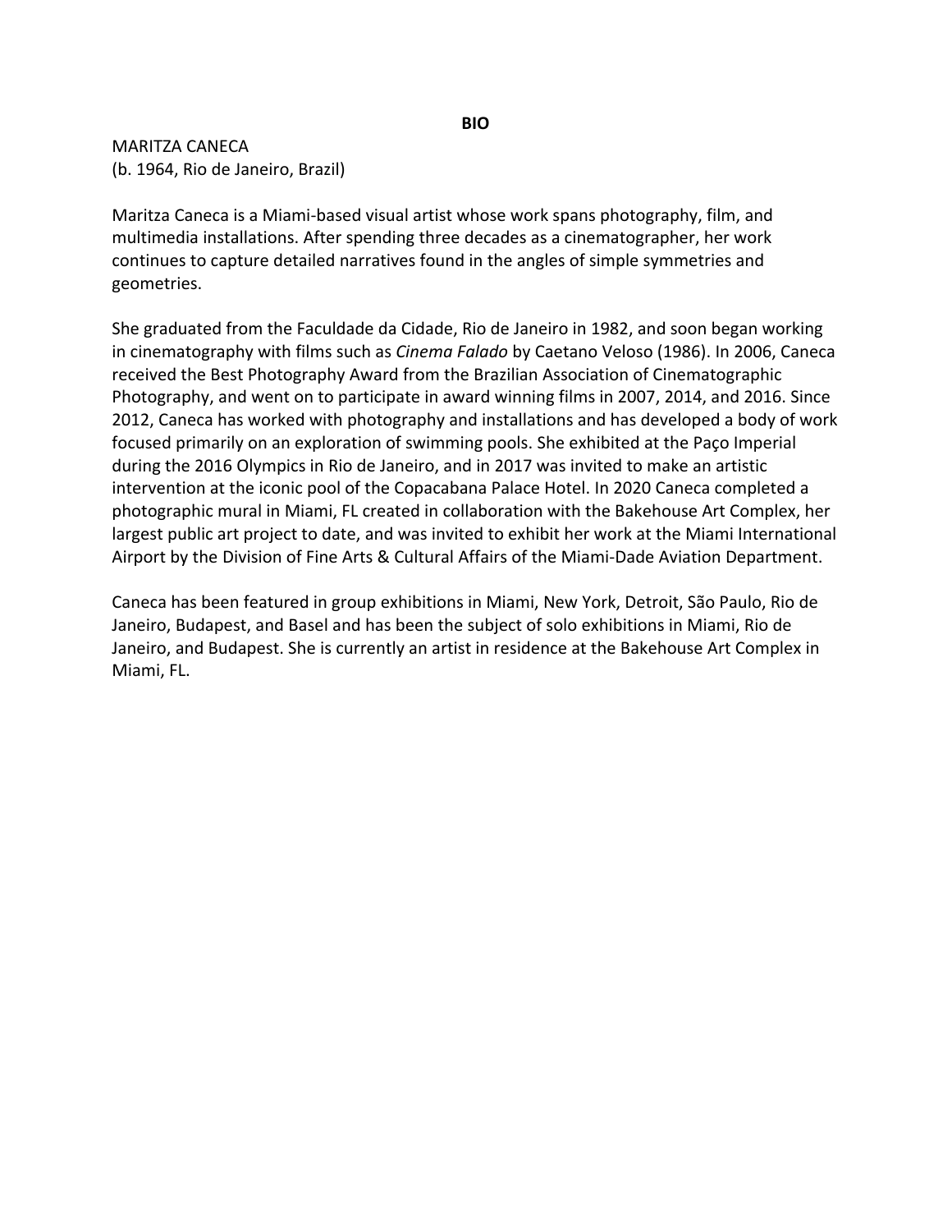# BIO

MARITZA CANECA
(b. 1964, Rio de Janeiro, Brazil)

Maritza Caneca is a Miami-based visual artist whose work spans photography, film, and multimedia installations. After spending three decades as a cinematographer, her work continues to capture detailed narratives found in the angles of simple symmetries and geometries.

She graduated from the Faculdade da Cidade, Rio de Janeiro in 1982, and soon began working in cinematography with films such as *Cinema Falado* by Caetano Veloso (1986). In 2006, Caneca received the Best Photography Award from the Brazilian Association of Cinematographic Photography, and went on to participate in award winning films in 2007, 2014, and 2016. Since 2012, Caneca has worked with photography and installations and has developed a body of work focused primarily on an exploration of swimming pools. She exhibited at the Paço Imperial during the 2016 Olympics in Rio de Janeiro, and in 2017 was invited to make an artistic intervention at the iconic pool of the Copacabana Palace Hotel. In 2020 Caneca completed a photographic mural in Miami, FL created in collaboration with the Bakehouse Art Complex, her largest public art project to date, and was invited to exhibit her work at the Miami International Airport by the Division of Fine Arts & Cultural Affairs of the Miami-Dade Aviation Department.

Caneca has been featured in group exhibitions in Miami, New York, Detroit, São Paulo, Rio de Janeiro, Budapest, and Basel and has been the subject of solo exhibitions in Miami, Rio de Janeiro, and Budapest. She is currently an artist in residence at the Bakehouse Art Complex in Miami, FL.